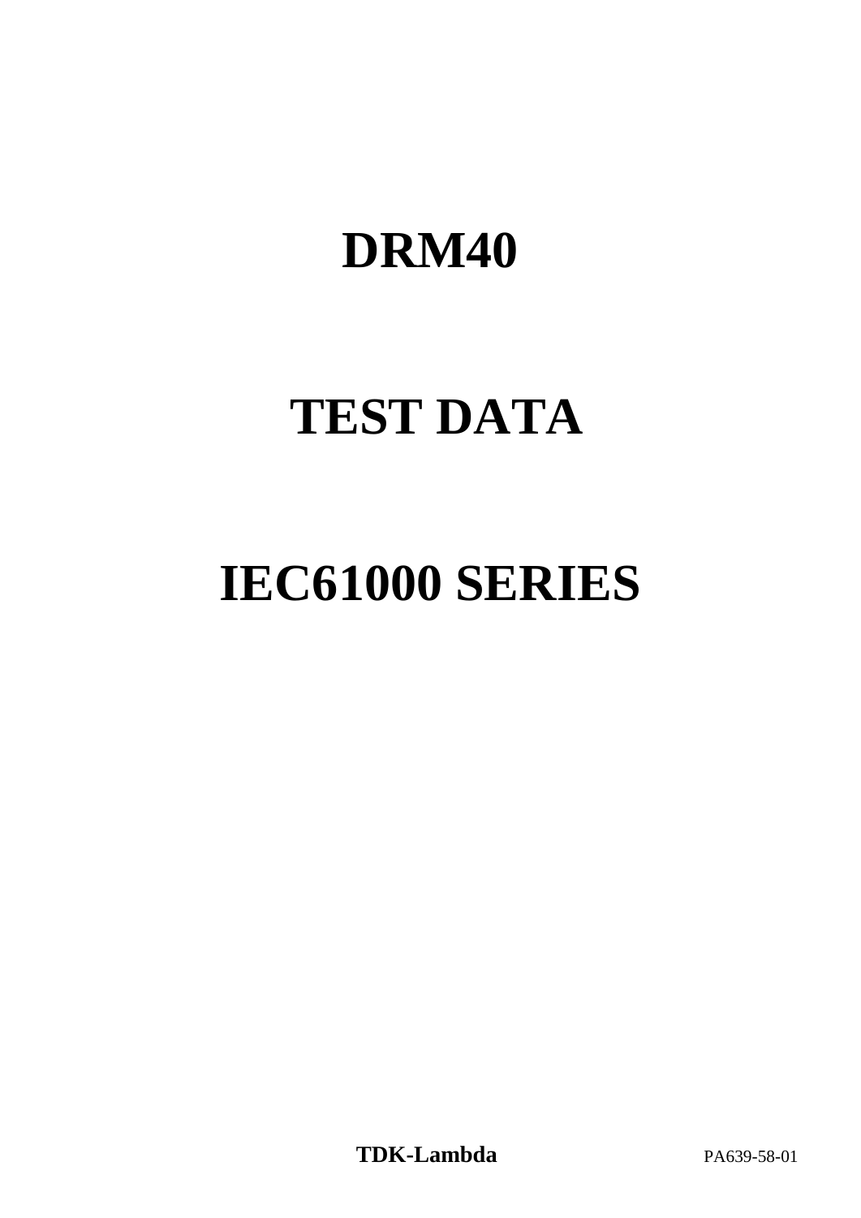# DRM40

# TEST DATA

# IEC61000 SERIES

**TDK-Lambda** PA639-58-01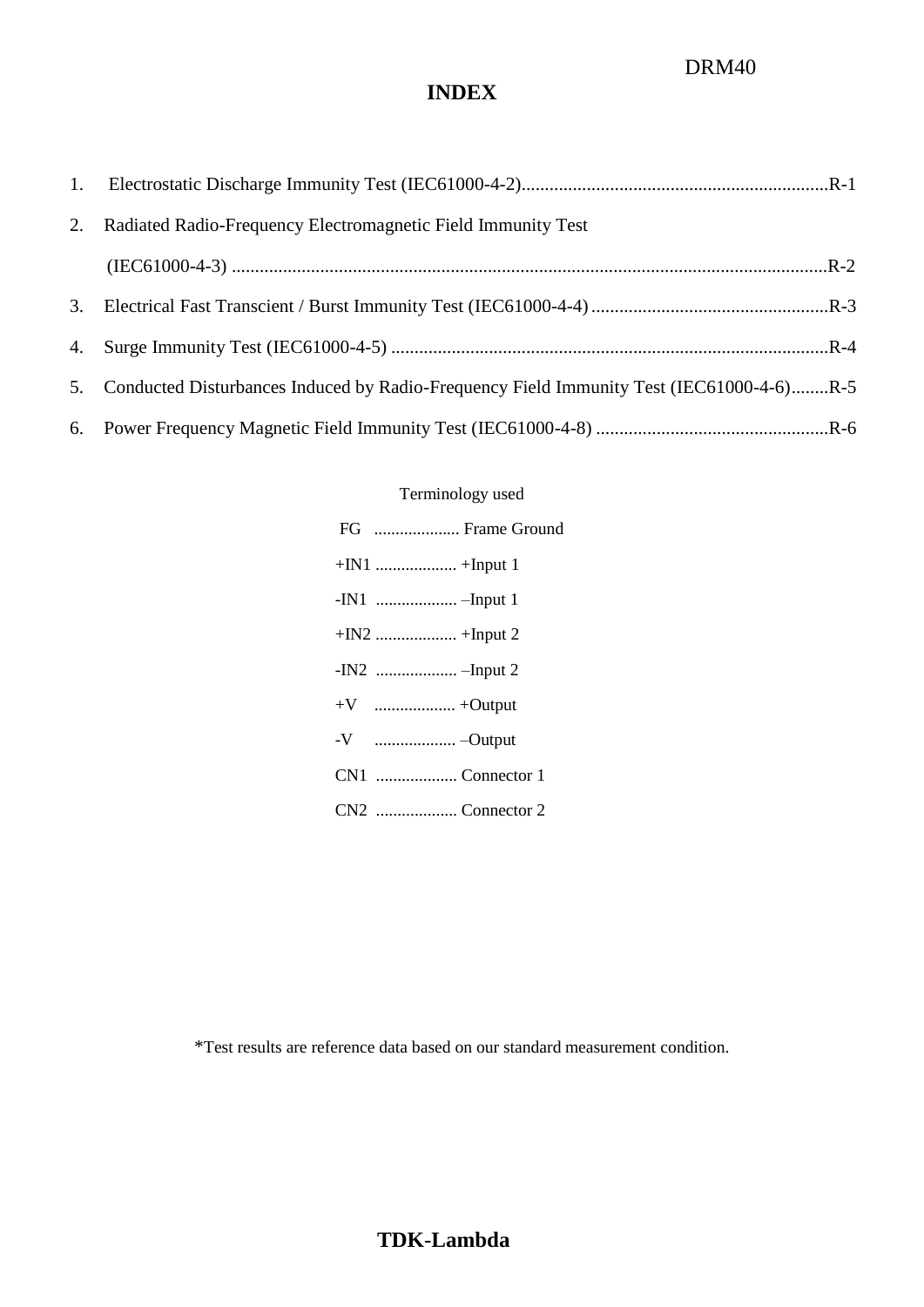# INDEX

1. Electrostatic Discharge Immunity Test (IEC61000-4-2)..................................................................R-1
2. Radiated Radio-Frequency Electromagnetic Field Immunity Test (IEC61000-4-3) ...............................................................................................................................R-2
3. Electrical Fast Transcient / Burst Immunity Test (IEC61000-4-4) ...................................................R-3
4. Surge Immunity Test (IEC61000-4-5) .............................................................................................R-4
5. Conducted Disturbances Induced by Radio-Frequency Field Immunity Test (IEC61000-4-6)........R-5
6. Power Frequency Magnetic Field Immunity Test (IEC61000-4-8) ..................................................R-6

Terminology used

FG .................... Frame Ground

+IN1 ................... +Input 1

-IN1 ................... –Input 1

+IN2 ................... +Input 2

-IN2 ................... –Input 2

+V ................... +Output

-V ................... –Output

CN1 ................... Connector 1

CN2 ................... Connector 2

*Test results are reference data based on our standard measurement condition.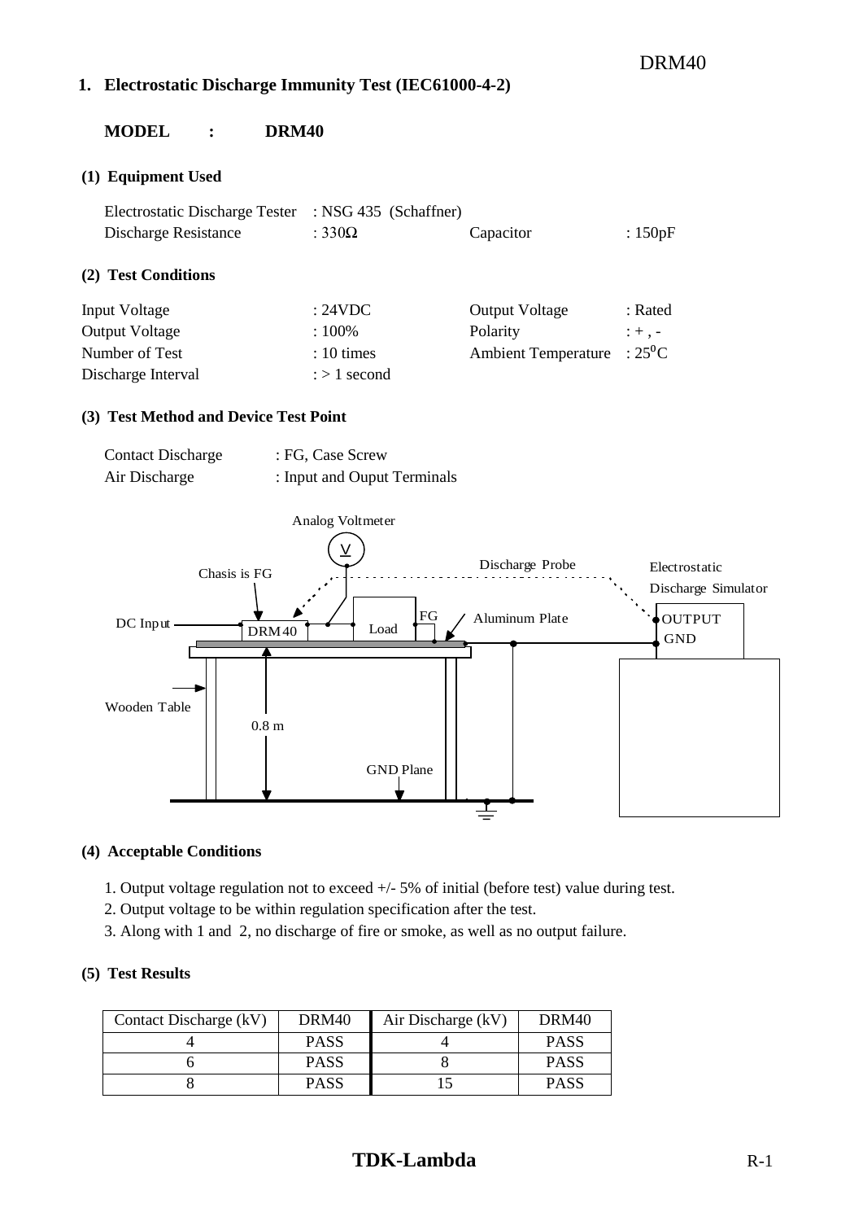## 1. Electrostatic Discharge Immunity Test (IEC61000-4-2)

**MODEL : DRM40**

### (1) Equipment Used

| | | | |
|---|---|---|---|
| Electrostatic Discharge Tester | : NSG 435 (Schaffner) | | |
| Discharge Resistance | : 330Ω | Capacitor | : 150pF |

### (2) Test Conditions

| | | | |
|---|---|---|---|
| Input Voltage | : 24VDC | Output Voltage | : Rated |
| Output Voltage | : 100% | Polarity | : + , - |
| Number of Test | : 10 times | Ambient Temperature | : 25$^{0}$C |
| Discharge Interval | : > 1 second | | |

### (3) Test Method and Device Test Point

Contact Discharge : FG, Case Screw
Air Discharge : Input and Ouput Terminals

Analog Voltmeter
Chasis is FG
Discharge Probe
Electrostatic Discharge Simulator
DC Input
DRM40
Load
FG
Aluminum Plate
OUTPUT
GND
Wooden Table
0.8 m
GND Plane

### (4) Acceptable Conditions

1. Output voltage regulation not to exceed +/- 5% of initial (before test) value during test.
2. Output voltage to be within regulation specification after the test.
3. Along with 1 and 2, no discharge of fire or smoke, as well as no output failure.

### (5) Test Results

| Contact Discharge (kV) | DRM40 | Air Discharge (kV) | DRM40 |
|---|---|---|---|
| 4 | PASS | 4 | PASS |
| 6 | PASS | 8 | PASS |
| 8 | PASS | 15 | PASS |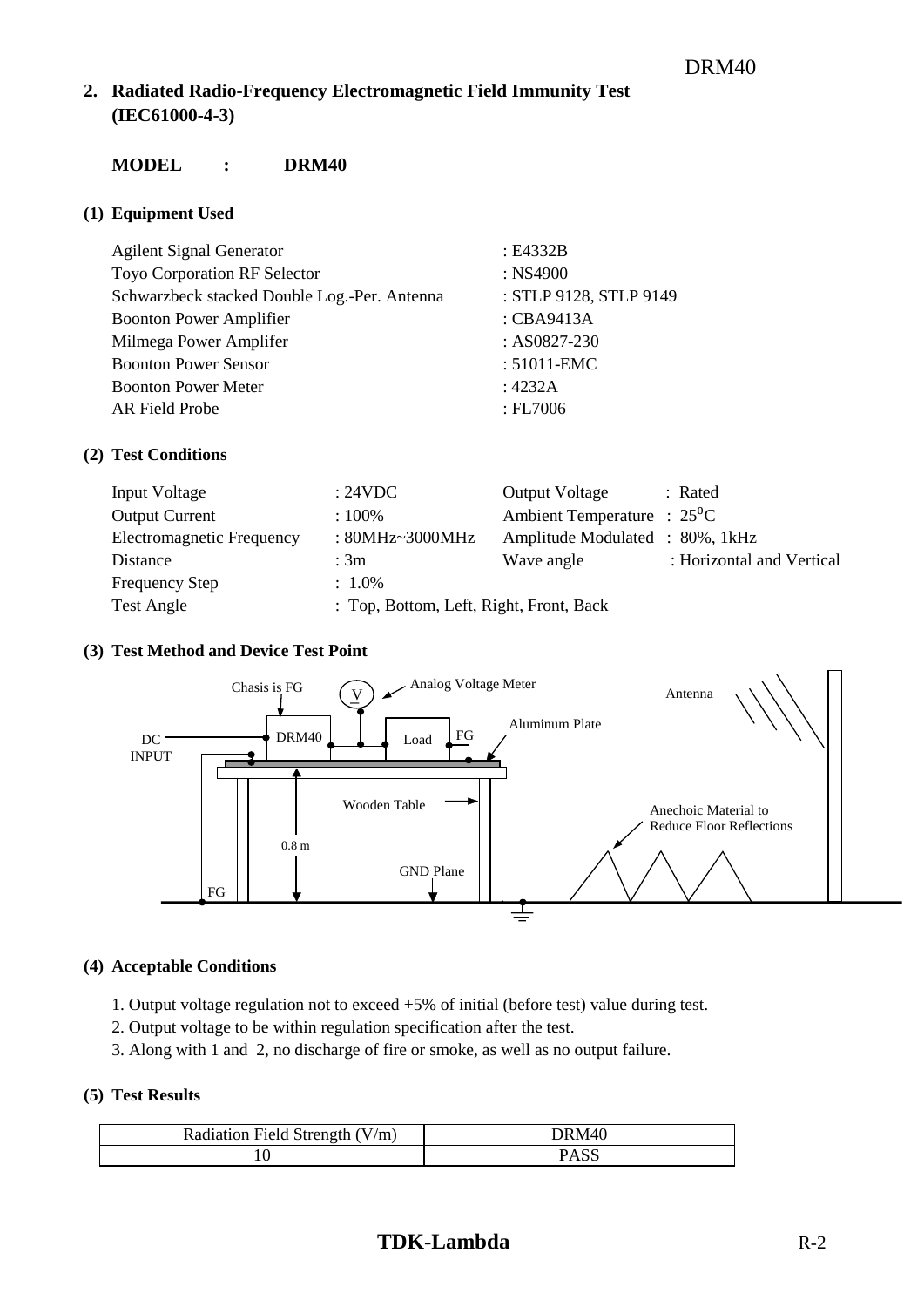## 2. Radiated Radio-Frequency Electromagnetic Field Immunity Test (IEC61000-4-3)

**MODEL : DRM40**

### (1) Equipment Used

| | |
|---|---|
| Agilent Signal Generator | : E4332B |
| Toyo Corporation RF Selector | : NS4900 |
| Schwarzbeck stacked Double Log.-Per. Antenna | : STLP 9128, STLP 9149 |
| Boonton Power Amplifier | : CBA9413A |
| Milmega Power Amplifer | : AS0827-230 |
| Boonton Power Sensor | : 51011-EMC |
| Boonton Power Meter | : 4232A |
| AR Field Probe | : FL7006 |

### (2) Test Conditions

| | | | |
|---|---|---|---|
| Input Voltage | : 24VDC | Output Voltage | : Rated |
| Output Current | : 100% | Ambient Temperature | : $25^{0}$C |
| Electromagnetic Frequency | : 80MHz~3000MHz | Amplitude Modulated | : 80%, 1kHz |
| Distance | : 3m | Wave angle | : Horizontal and Vertical |
| Frequency Step | : 1.0% | | |
| Test Angle | : Top, Bottom, Left, Right, Front, Back | | |

### (3) Test Method and Device Test Point

Chasis is FG, V, Analog Voltage Meter, Antenna, Aluminum Plate, DC INPUT, DRM40, Load, FG, Wooden Table, Anechoic Material to Reduce Floor Reflections, 0.8 m, GND Plane, FG

### (4) Acceptable Conditions

1. Output voltage regulation not to exceed $\pm$5% of initial (before test) value during test.
2. Output voltage to be within regulation specification after the test.
3. Along with 1 and 2, no discharge of fire or smoke, as well as no output failure.

### (5) Test Results

| Radiation Field Strength (V/m) | DRM40 |
|---|---|
| 10 | PASS |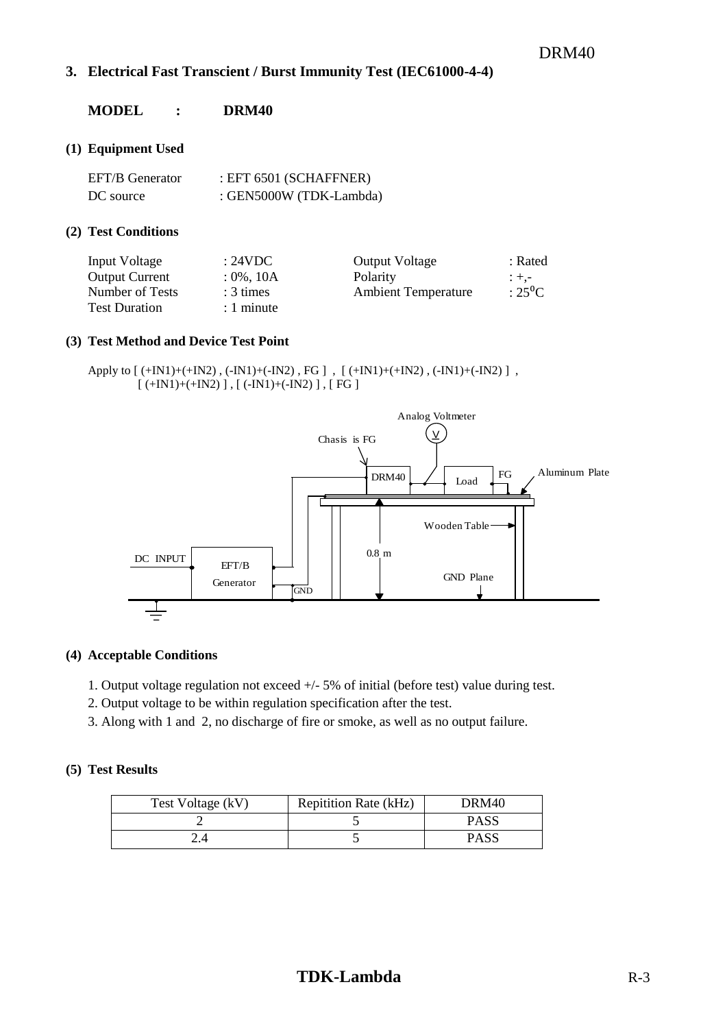## 3. Electrical Fast Transcient / Burst Immunity Test (IEC61000-4-4)

**MODEL : DRM40**

### (1) Equipment Used

| | |
|---|---|
| EFT/B Generator | : EFT 6501 (SCHAFFNER) |
| DC source | : GEN5000W (TDK-Lambda) |

### (2) Test Conditions

| | | | |
|---|---|---|---|
| Input Voltage | : 24VDC | Output Voltage | : Rated |
| Output Current | : 0%, 10A | Polarity | : +,- |
| Number of Tests | : 3 times | Ambient Temperature | : $25^0$C |
| Test Duration | : 1 minute | | |

### (3) Test Method and Device Test Point

Apply to [ (+IN1)+(+IN2) , (-IN1)+(-IN2) , FG ] , [ (+IN1)+(+IN2) , (-IN1)+(-IN2) ] ,
[ (+IN1)+(+IN2) ] , [ (-IN1)+(-IN2) ] , [ FG ]

Analog Voltmeter
Chasis is FG
DRM40
Load
FG
Aluminum Plate
Wooden Table
0.8 m
GND Plane
DC INPUT
EFT/B Generator
GND

### (4) Acceptable Conditions

1. Output voltage regulation not exceed +/- 5% of initial (before test) value during test.
2. Output voltage to be within regulation specification after the test.
3. Along with 1 and 2, no discharge of fire or smoke, as well as no output failure.

### (5) Test Results

| Test Voltage (kV) | Repitition Rate (kHz) | DRM40 |
|---|---|---|
| 2 | 5 | PASS |
| 2.4 | 5 | PASS |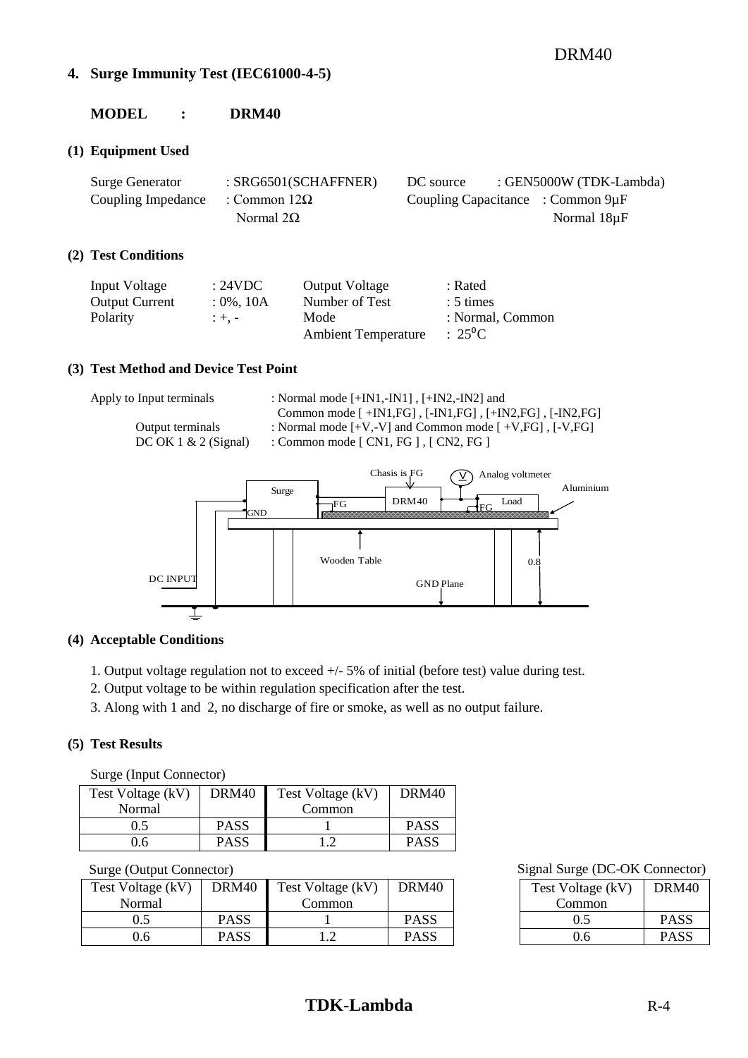## 4. Surge Immunity Test (IEC61000-4-5)

**MODEL : DRM40**

### (1) Equipment Used

Surge Generator : SRG6501(SCHAFFNER)    DC source : GEN5000W (TDK-Lambda)
Coupling Impedance : Common 12Ω    Coupling Capacitance : Common 9μF
Normal 2Ω    Normal 18μF

### (2) Test Conditions

| Input Voltage | : 24VDC | Output Voltage | : Rated |
|---|---|---|---|
| Output Current | : 0%, 10A | Number of Test | : 5 times |
| Polarity | : +, - | Mode | : Normal, Common |
| | | Ambient Temperature | : $25^0$C |

### (3) Test Method and Device Test Point

Apply to Input terminals : Normal mode [+IN1,-IN1] , [+IN2,-IN2] and
Common mode [ +IN1,FG] , [-IN1,FG] , [+IN2,FG] , [-IN2,FG]
Output terminals : Normal mode [+V,-V] and Common mode [ +V,FG] , [-V,FG]
DC OK 1 & 2 (Signal) : Common mode [ CN1, FG ] , [ CN2, FG ]

Chasis is FG   V Analog voltmeter   Aluminium
Surge   GND   FG   DRM40   FG   Load
Wooden Table   0.8
DC INPUT   GND Plane

### (4) Acceptable Conditions

1. Output voltage regulation not to exceed +/- 5% of initial (before test) value during test.
2. Output voltage to be within regulation specification after the test.
3. Along with 1 and 2, no discharge of fire or smoke, as well as no output failure.

### (5) Test Results

Surge (Input Connector)

| Test Voltage (kV) Normal | DRM40 | Test Voltage (kV) Common | DRM40 |
|---|---|---|---|
| 0.5 | PASS | 1 | PASS |
| 0.6 | PASS | 1.2 | PASS |

Surge (Output Connector)

| Test Voltage (kV) Normal | DRM40 | Test Voltage (kV) Common | DRM40 |
|---|---|---|---|
| 0.5 | PASS | 1 | PASS |
| 0.6 | PASS | 1.2 | PASS |

Signal Surge (DC-OK Connector)

| Test Voltage (kV) Common | DRM40 |
|---|---|
| 0.5 | PASS |
| 0.6 | PASS |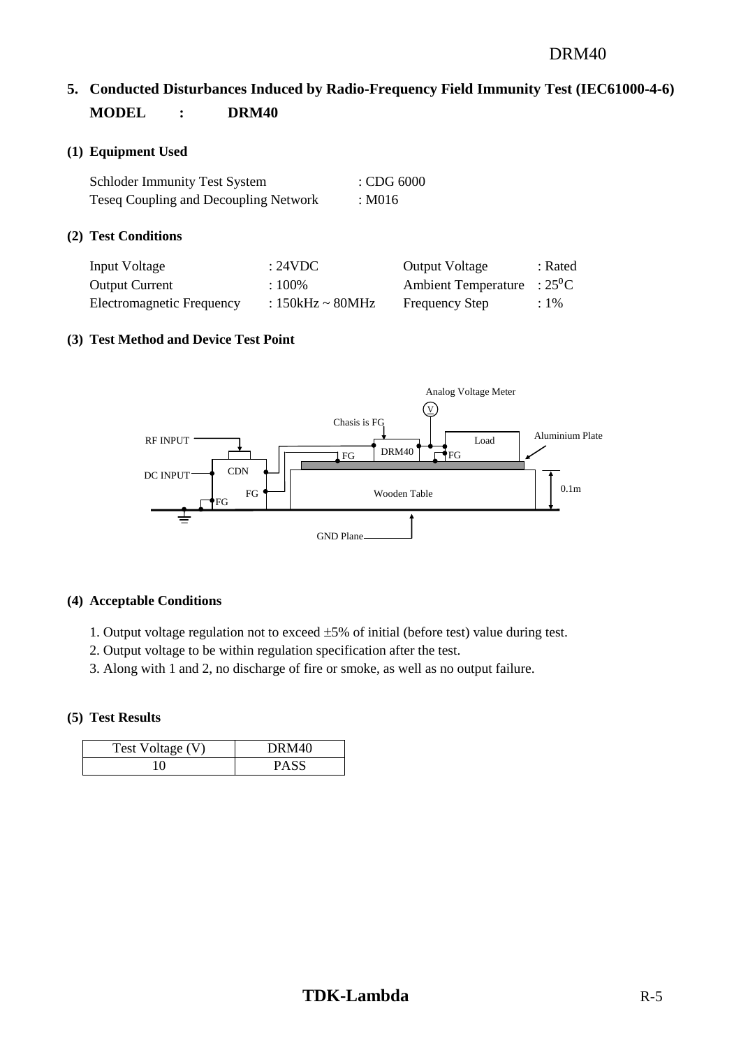## 5. Conducted Disturbances Induced by Radio-Frequency Field Immunity Test (IEC61000-4-6)

**MODEL : DRM40**

### (1) Equipment Used

| | |
|---|---|
| Schloder Immunity Test System | : CDG 6000 |
| Teseq Coupling and Decoupling Network | : M016 |

### (2) Test Conditions

| | | | |
|---|---|---|---|
| Input Voltage | : 24VDC | Output Voltage | : Rated |
| Output Current | : 100% | Ambient Temperature | : $25^{0}$C |
| Electromagnetic Frequency | : 150kHz ~ 80MHz | Frequency Step | : 1% |

### (3) Test Method and Device Test Point

Analog Voltage Meter
V
Chasis is FG
RF INPUT
DRM40
Load
Aluminium Plate
FG
FG
CDN
DC INPUT
FG
Wooden Table
0.1m
FG
GND Plane

### (4) Acceptable Conditions

1. Output voltage regulation not to exceed ±5% of initial (before test) value during test.
2. Output voltage to be within regulation specification after the test.
3. Along with 1 and 2, no discharge of fire or smoke, as well as no output failure.

### (5) Test Results

| Test Voltage (V) | DRM40 |
|---|---|
| 10 | PASS |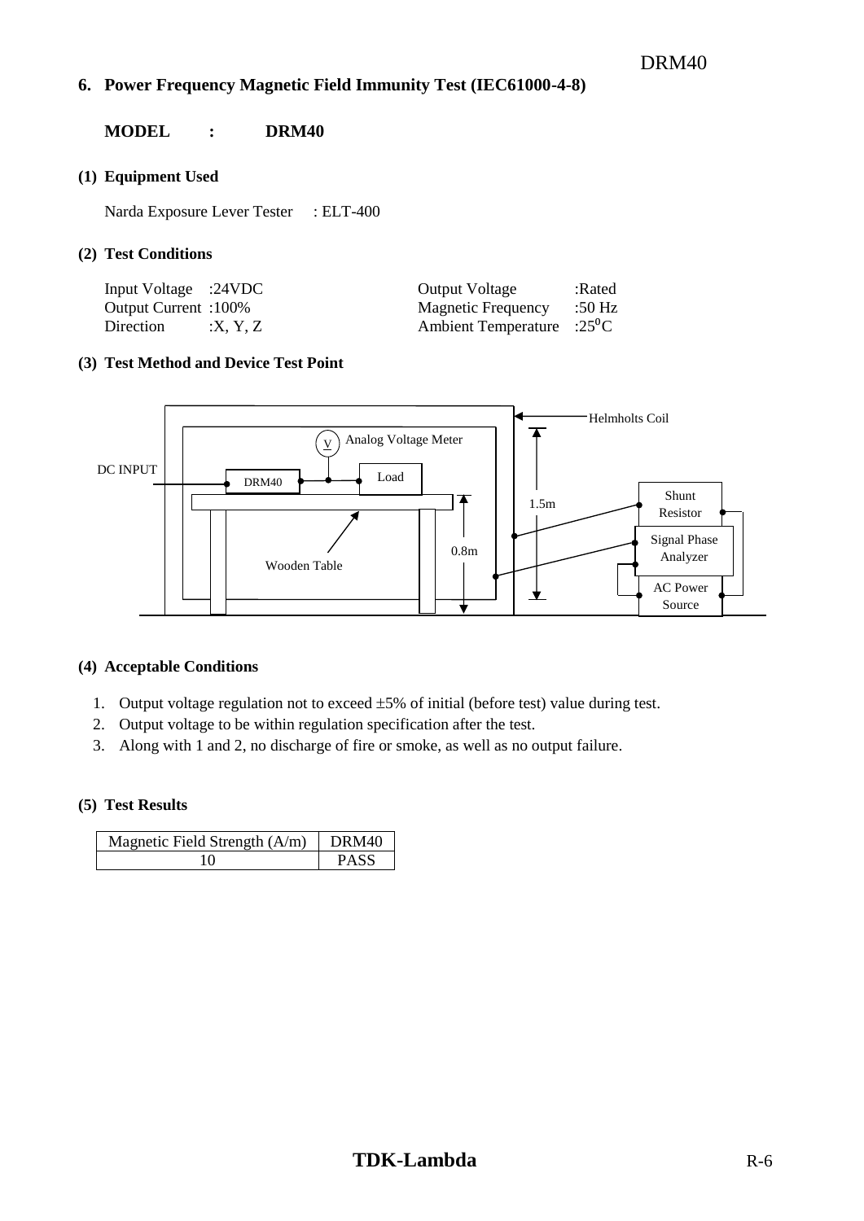## 6. Power Frequency Magnetic Field Immunity Test (IEC61000-4-8)

**MODEL : DRM40**

### (1) Equipment Used

Narda Exposure Lever Tester : ELT-400

### (2) Test Conditions

| | | | |
|---|---|---|---|
| Input Voltage | :24VDC | Output Voltage | :Rated |
| Output Current | :100% | Magnetic Frequency | :50 Hz |
| Direction | :X, Y, Z | Ambient Temperature | :25$^0$C |

### (3) Test Method and Device Test Point

Helmholts Coil
Analog Voltage Meter
V
DC INPUT
DRM40
Load
1.5m
Shunt Resistor
Signal Phase Analyzer
0.8m
Wooden Table
AC Power Source

### (4) Acceptable Conditions

1. Output voltage regulation not to exceed ±5% of initial (before test) value during test.
2. Output voltage to be within regulation specification after the test.
3. Along with 1 and 2, no discharge of fire or smoke, as well as no output failure.

### (5) Test Results

| Magnetic Field Strength (A/m) | DRM40 |
|---|---|
| 10 | PASS |